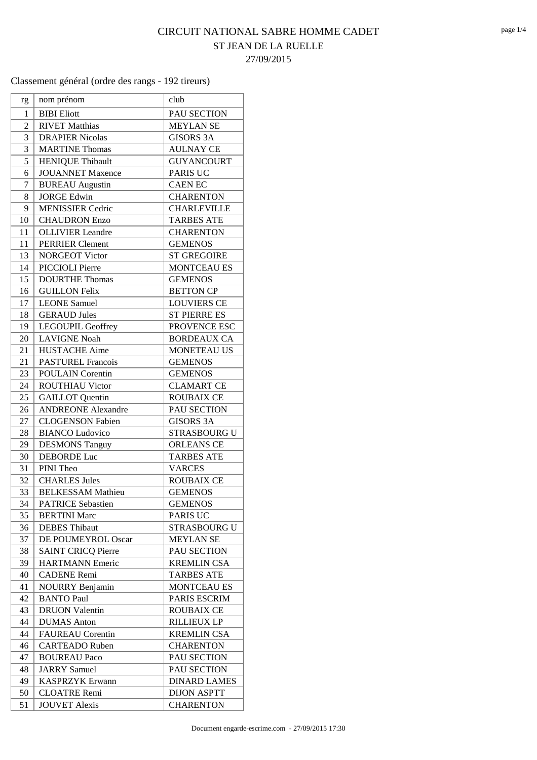# CIRCUIT NATIONAL SABRE HOMME CADET

## ST JEAN DE LA RUELLE

## 27/09/2015

Classement général (ordre des rangs - 192 tireurs)

| rg | nom prénom | club |
|---|---|---|
| 1 | BIBI Eliott | PAU SECTION |
| 2 | RIVET Matthias | MEYLAN SE |
| 3 | DRAPIER Nicolas | GISORS 3A |
| 3 | MARTINE Thomas | AULNAY CE |
| 5 | HENIQUE Thibault | GUYANCOURT |
| 6 | JOUANNET Maxence | PARIS UC |
| 7 | BUREAU Augustin | CAEN EC |
| 8 | JORGE Edwin | CHARENTON |
| 9 | MENISSIER Cedric | CHARLEVILLE |
| 10 | CHAUDRON Enzo | TARBES ATE |
| 11 | OLLIVIER Leandre | CHARENTON |
| 11 | PERRIER Clement | GEMENOS |
| 13 | NORGEOT Victor | ST GREGOIRE |
| 14 | PICCIOLI Pierre | MONTCEAU ES |
| 15 | DOURTHE Thomas | GEMENOS |
| 16 | GUILLON Felix | BETTON CP |
| 17 | LEONE Samuel | LOUVIERS CE |
| 18 | GERAUD Jules | ST PIERRE ES |
| 19 | LEGOUPIL Geoffrey | PROVENCE ESC |
| 20 | LAVIGNE Noah | BORDEAUX CA |
| 21 | HUSTACHE Aime | MONETEAU US |
| 21 | PASTUREL Francois | GEMENOS |
| 23 | POULAIN Corentin | GEMENOS |
| 24 | ROUTHIAU Victor | CLAMART CE |
| 25 | GAILLOT Quentin | ROUBAIX CE |
| 26 | ANDREONE Alexandre | PAU SECTION |
| 27 | CLOGENSON Fabien | GISORS 3A |
| 28 | BIANCO Ludovico | STRASBOURG U |
| 29 | DESMONS Tanguy | ORLEANS CE |
| 30 | DEBORDE Luc | TARBES ATE |
| 31 | PINI Theo | VARCES |
| 32 | CHARLES Jules | ROUBAIX CE |
| 33 | BELKESSAM Mathieu | GEMENOS |
| 34 | PATRICE Sebastien | GEMENOS |
| 35 | BERTINI Marc | PARIS UC |
| 36 | DEBES Thibaut | STRASBOURG U |
| 37 | DE POUMEYROL Oscar | MEYLAN SE |
| 38 | SAINT CRICQ Pierre | PAU SECTION |
| 39 | HARTMANN Emeric | KREMLIN CSA |
| 40 | CADENE Remi | TARBES ATE |
| 41 | NOURRY Benjamin | MONTCEAU ES |
| 42 | BANTO Paul | PARIS ESCRIM |
| 43 | DRUON Valentin | ROUBAIX CE |
| 44 | DUMAS Anton | RILLIEUX LP |
| 44 | FAUREAU Corentin | KREMLIN CSA |
| 46 | CARTEADO Ruben | CHARENTON |
| 47 | BOUREAU Paco | PAU SECTION |
| 48 | JARRY Samuel | PAU SECTION |
| 49 | KASPRZYK Erwann | DINARD LAMES |
| 50 | CLOATRE Remi | DIJON ASPTT |
| 51 | JOUVET Alexis | CHARENTON |

Document engarde-escrime.com - 27/09/2015 17:30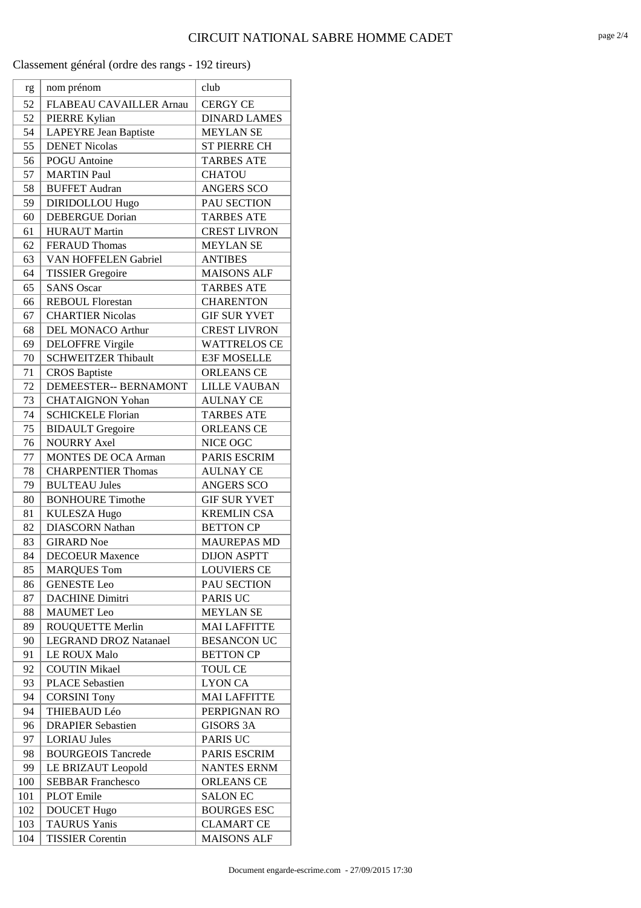# CIRCUIT NATIONAL SABRE HOMME CADET

Classement général (ordre des rangs - 192 tireurs)

| rg | nom prénom | club |
|---|---|---|
| 52 | FLABEAU CAVAILLER Arnau | CERGY CE |
| 52 | PIERRE Kylian | DINARD LAMES |
| 54 | LAPEYRE Jean Baptiste | MEYLAN SE |
| 55 | DENET Nicolas | ST PIERRE CH |
| 56 | POGU Antoine | TARBES ATE |
| 57 | MARTIN Paul | CHATOU |
| 58 | BUFFET Audran | ANGERS SCO |
| 59 | DIRIDOLLOU Hugo | PAU SECTION |
| 60 | DEBERGUE Dorian | TARBES ATE |
| 61 | HURAUT Martin | CREST LIVRON |
| 62 | FERAUD Thomas | MEYLAN SE |
| 63 | VAN HOFFELEN Gabriel | ANTIBES |
| 64 | TISSIER Gregoire | MAISONS ALF |
| 65 | SANS Oscar | TARBES ATE |
| 66 | REBOUL Florestan | CHARENTON |
| 67 | CHARTIER Nicolas | GIF SUR YVET |
| 68 | DEL MONACO Arthur | CREST LIVRON |
| 69 | DELOFFRE Virgile | WATTRELOS CE |
| 70 | SCHWEITZER Thibault | E3F MOSELLE |
| 71 | CROS Baptiste | ORLEANS CE |
| 72 | DEMEESTER-- BERNAMONT | LILLE VAUBAN |
| 73 | CHATAIGNON Yohan | AULNAY CE |
| 74 | SCHICKELE Florian | TARBES ATE |
| 75 | BIDAULT Gregoire | ORLEANS CE |
| 76 | NOURRY Axel | NICE OGC |
| 77 | MONTES DE OCA Arman | PARIS ESCRIM |
| 78 | CHARPENTIER Thomas | AULNAY CE |
| 79 | BULTEAU Jules | ANGERS SCO |
| 80 | BONHOURE Timothe | GIF SUR YVET |
| 81 | KULESZA Hugo | KREMLIN CSA |
| 82 | DIASCORN Nathan | BETTON CP |
| 83 | GIRARD Noe | MAUREPAS MD |
| 84 | DECOEUR Maxence | DIJON ASPTT |
| 85 | MARQUES Tom | LOUVIERS CE |
| 86 | GENESTE Leo | PAU SECTION |
| 87 | DACHINE Dimitri | PARIS UC |
| 88 | MAUMET Leo | MEYLAN SE |
| 89 | ROUQUETTE Merlin | MAI LAFFITTE |
| 90 | LEGRAND DROZ Natanael | BESANCON UC |
| 91 | LE ROUX Malo | BETTON CP |
| 92 | COUTIN Mikael | TOUL CE |
| 93 | PLACE Sebastien | LYON CA |
| 94 | CORSINI Tony | MAI LAFFITTE |
| 94 | THIEBAUD Léo | PERPIGNAN RO |
| 96 | DRAPIER Sebastien | GISORS 3A |
| 97 | LORIAU Jules | PARIS UC |
| 98 | BOURGEOIS Tancrede | PARIS ESCRIM |
| 99 | LE BRIZAUT Leopold | NANTES ERNM |
| 100 | SEBBAR Franchesco | ORLEANS CE |
| 101 | PLOT Emile | SALON EC |
| 102 | DOUCET Hugo | BOURGES ESC |
| 103 | TAURUS Yanis | CLAMART CE |
| 104 | TISSIER Corentin | MAISONS ALF |

Document engarde-escrime.com - 27/09/2015 17:30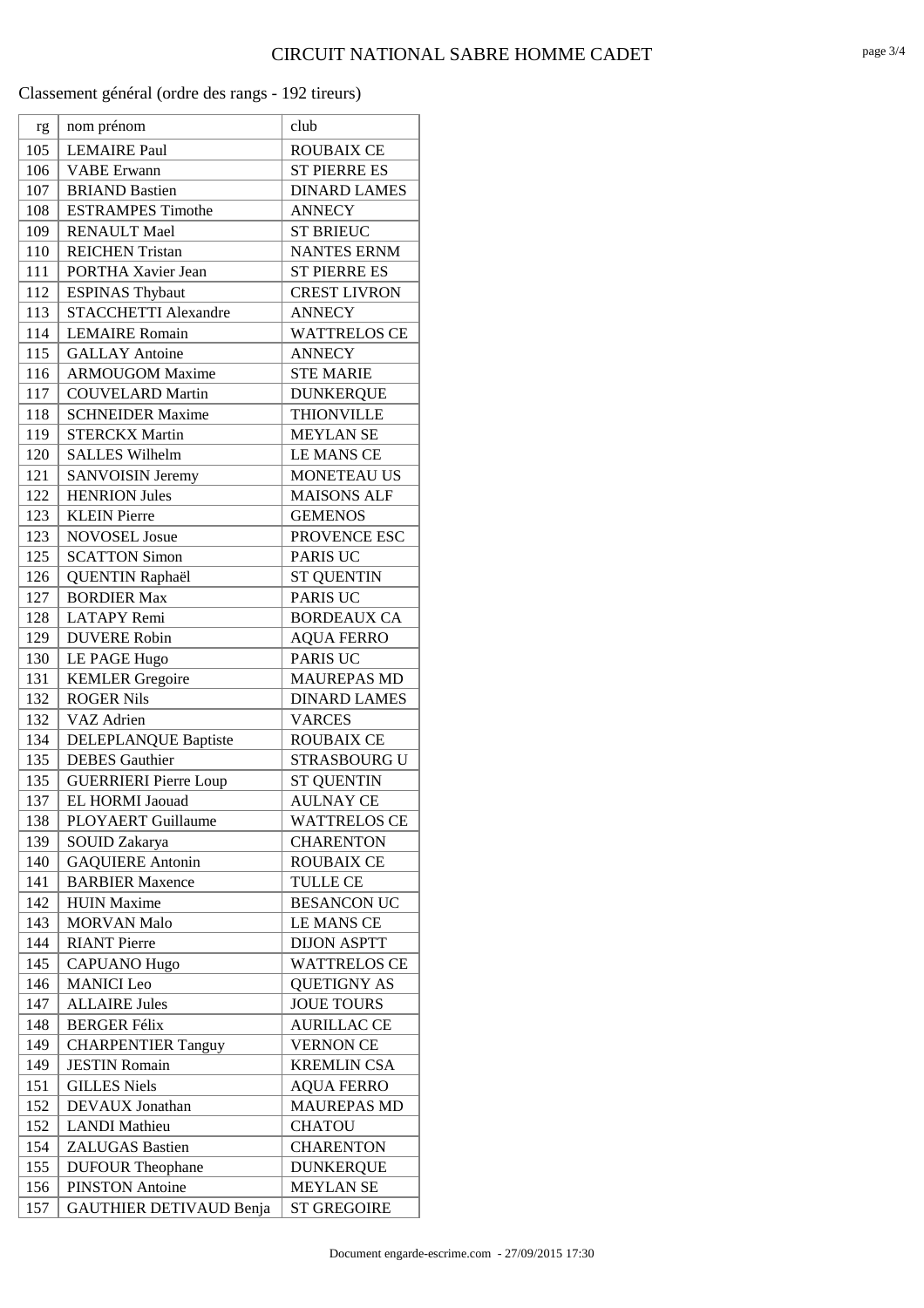# CIRCUIT NATIONAL SABRE HOMME CADET

Classement général (ordre des rangs - 192 tireurs)

| rg | nom prénom | club |
|---|---|---|
| 105 | LEMAIRE Paul | ROUBAIX CE |
| 106 | VABE Erwann | ST PIERRE ES |
| 107 | BRIAND Bastien | DINARD LAMES |
| 108 | ESTRAMPES Timothe | ANNECY |
| 109 | RENAULT Mael | ST BRIEUC |
| 110 | REICHEN Tristan | NANTES ERNM |
| 111 | PORTHA Xavier Jean | ST PIERRE ES |
| 112 | ESPINAS Thybaut | CREST LIVRON |
| 113 | STACCHETTI Alexandre | ANNECY |
| 114 | LEMAIRE Romain | WATTRELOS CE |
| 115 | GALLAY Antoine | ANNECY |
| 116 | ARMOUGOM Maxime | STE MARIE |
| 117 | COUVELARD Martin | DUNKERQUE |
| 118 | SCHNEIDER Maxime | THIONVILLE |
| 119 | STERCKX Martin | MEYLAN SE |
| 120 | SALLES Wilhelm | LE MANS CE |
| 121 | SANVOISIN Jeremy | MONETEAU US |
| 122 | HENRION Jules | MAISONS ALF |
| 123 | KLEIN Pierre | GEMENOS |
| 123 | NOVOSEL Josue | PROVENCE ESC |
| 125 | SCATTON Simon | PARIS UC |
| 126 | QUENTIN Raphaël | ST QUENTIN |
| 127 | BORDIER Max | PARIS UC |
| 128 | LATAPY Remi | BORDEAUX CA |
| 129 | DUVERE Robin | AQUA FERRO |
| 130 | LE PAGE Hugo | PARIS UC |
| 131 | KEMLER Gregoire | MAUREPAS MD |
| 132 | ROGER Nils | DINARD LAMES |
| 132 | VAZ Adrien | VARCES |
| 134 | DELEPLANQUE Baptiste | ROUBAIX CE |
| 135 | DEBES Gauthier | STRASBOURG U |
| 135 | GUERRIERI Pierre Loup | ST QUENTIN |
| 137 | EL HORMI Jaouad | AULNAY CE |
| 138 | PLOYAERT Guillaume | WATTRELOS CE |
| 139 | SOUID Zakarya | CHARENTON |
| 140 | GAQUIERE Antonin | ROUBAIX CE |
| 141 | BARBIER Maxence | TULLE CE |
| 142 | HUIN Maxime | BESANCON UC |
| 143 | MORVAN Malo | LE MANS CE |
| 144 | RIANT Pierre | DIJON ASPTT |
| 145 | CAPUANO Hugo | WATTRELOS CE |
| 146 | MANICI Leo | QUETIGNY AS |
| 147 | ALLAIRE Jules | JOUE TOURS |
| 148 | BERGER Félix | AURILLAC CE |
| 149 | CHARPENTIER Tanguy | VERNON CE |
| 149 | JESTIN Romain | KREMLIN CSA |
| 151 | GILLES Niels | AQUA FERRO |
| 152 | DEVAUX Jonathan | MAUREPAS MD |
| 152 | LANDI Mathieu | CHATOU |
| 154 | ZALUGAS Bastien | CHARENTON |
| 155 | DUFOUR Theophane | DUNKERQUE |
| 156 | PINSTON Antoine | MEYLAN SE |
| 157 | GAUTHIER DETIVAUD Benja | ST GREGOIRE |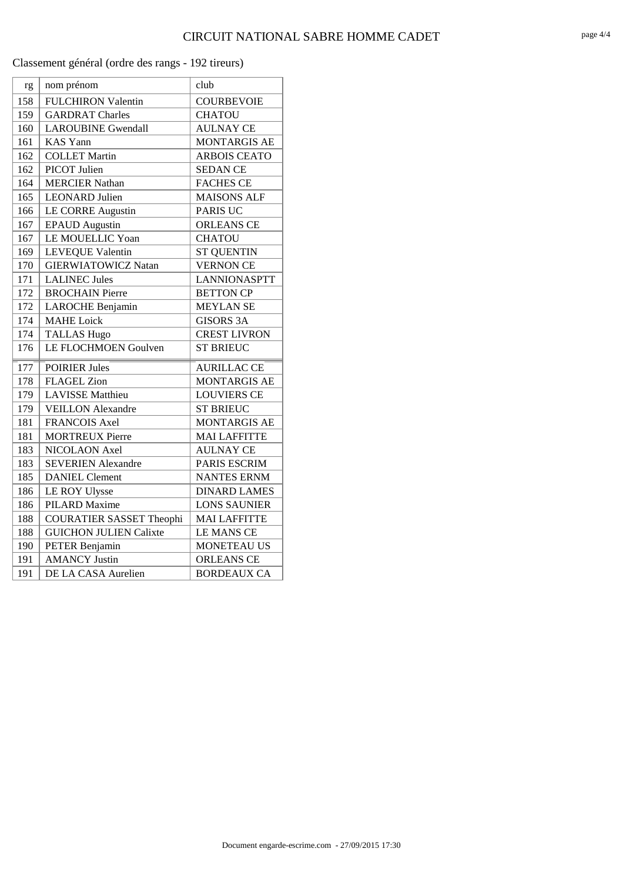# CIRCUIT NATIONAL SABRE HOMME CADET

Classement général (ordre des rangs - 192 tireurs)

| rg | nom prénom | club |
|---|---|---|
| 158 | FULCHIRON Valentin | COURBEVOIE |
| 159 | GARDRAT Charles | CHATOU |
| 160 | LAROUBINE Gwendall | AULNAY CE |
| 161 | KAS Yann | MONTARGIS AE |
| 162 | COLLET Martin | ARBOIS CEATO |
| 162 | PICOT Julien | SEDAN CE |
| 164 | MERCIER Nathan | FACHES CE |
| 165 | LEONARD Julien | MAISONS ALF |
| 166 | LE CORRE Augustin | PARIS UC |
| 167 | EPAUD Augustin | ORLEANS CE |
| 167 | LE MOUELLIC Yoan | CHATOU |
| 169 | LEVEQUE Valentin | ST QUENTIN |
| 170 | GIERWIATOWICZ Natan | VERNON CE |
| 171 | LALINEC Jules | LANNIONASPTT |
| 172 | BROCHAIN Pierre | BETTON CP |
| 172 | LAROCHE Benjamin | MEYLAN SE |
| 174 | MAHE Loick | GISORS 3A |
| 174 | TALLAS Hugo | CREST LIVRON |
| 176 | LE FLOCHMOEN Goulven | ST BRIEUC |
| 177 | POIRIER Jules | AURILLAC CE |
| 178 | FLAGEL Zion | MONTARGIS AE |
| 179 | LAVISSE Matthieu | LOUVIERS CE |
| 179 | VEILLON Alexandre | ST BRIEUC |
| 181 | FRANCOIS Axel | MONTARGIS AE |
| 181 | MORTREUX Pierre | MAI LAFFITTE |
| 183 | NICOLAON Axel | AULNAY CE |
| 183 | SEVERIEN Alexandre | PARIS ESCRIM |
| 185 | DANIEL Clement | NANTES ERNM |
| 186 | LE ROY Ulysse | DINARD LAMES |
| 186 | PILARD Maxime | LONS SAUNIER |
| 188 | COURATIER SASSET Theophi | MAI LAFFITTE |
| 188 | GUICHON JULIEN Calixte | LE MANS CE |
| 190 | PETER Benjamin | MONETEAU US |
| 191 | AMANCY Justin | ORLEANS CE |
| 191 | DE LA CASA Aurelien | BORDEAUX CA |

Document engarde-escrime.com - 27/09/2015 17:30